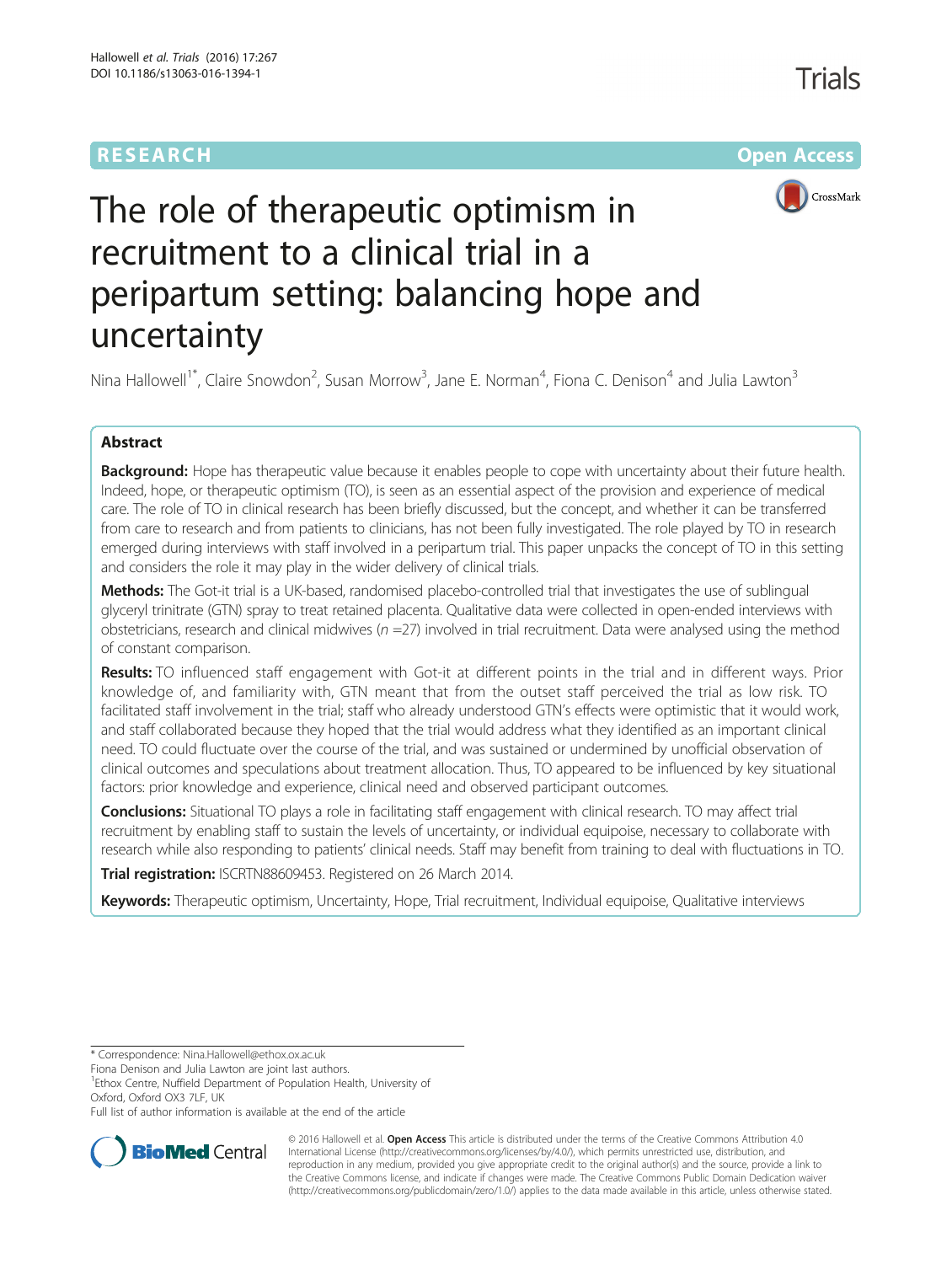**RESEARCH** **Open Access**

# The role of therapeutic optimism in recruitment to a clinical trial in a peripartum setting: balancing hope and uncertainty

Nina Hallowell[1*], Claire Snowdon[2], Susan Morrow[3], Jane E. Norman[4], Fiona C. Denison[4] and Julia Lawton[3]

## Abstract

**Background:** Hope has therapeutic value because it enables people to cope with uncertainty about their future health. Indeed, hope, or therapeutic optimism (TO), is seen as an essential aspect of the provision and experience of medical care. The role of TO in clinical research has been briefly discussed, but the concept, and whether it can be transferred from care to research and from patients to clinicians, has not been fully investigated. The role played by TO in research emerged during interviews with staff involved in a peripartum trial. This paper unpacks the concept of TO in this setting and considers the role it may play in the wider delivery of clinical trials.

**Methods:** The Got-it trial is a UK-based, randomised placebo-controlled trial that investigates the use of sublingual glyceryl trinitrate (GTN) spray to treat retained placenta. Qualitative data were collected in open-ended interviews with obstetricians, research and clinical midwives ($n$ =27) involved in trial recruitment. Data were analysed using the method of constant comparison.

**Results:** TO influenced staff engagement with Got-it at different points in the trial and in different ways. Prior knowledge of, and familiarity with, GTN meant that from the outset staff perceived the trial as low risk. TO facilitated staff involvement in the trial; staff who already understood GTN's effects were optimistic that it would work, and staff collaborated because they hoped that the trial would address what they identified as an important clinical need. TO could fluctuate over the course of the trial, and was sustained or undermined by unofficial observation of clinical outcomes and speculations about treatment allocation. Thus, TO appeared to be influenced by key situational factors: prior knowledge and experience, clinical need and observed participant outcomes.

**Conclusions:** Situational TO plays a role in facilitating staff engagement with clinical research. TO may affect trial recruitment by enabling staff to sustain the levels of uncertainty, or individual equipoise, necessary to collaborate with research while also responding to patients' clinical needs. Staff may benefit from training to deal with fluctuations in TO.

**Trial registration:** ISCRTN88609453. Registered on 26 March 2014.

**Keywords:** Therapeutic optimism, Uncertainty, Hope, Trial recruitment, Individual equipoise, Qualitative interviews

---

\* Correspondence: Nina.Hallowell@ethox.ox.ac.uk

Fiona Denison and Julia Lawton are joint last authors.

[1]Ethox Centre, Nuffield Department of Population Health, University of Oxford, Oxford OX3 7LF, UK

Full list of author information is available at the end of the article

© 2016 Hallowell et al. **Open Access** This article is distributed under the terms of the Creative Commons Attribution 4.0 International License (http://creativecommons.org/licenses/by/4.0/), which permits unrestricted use, distribution, and reproduction in any medium, provided you give appropriate credit to the original author(s) and the source, provide a link to the Creative Commons license, and indicate if changes were made. The Creative Commons Public Domain Dedication waiver (http://creativecommons.org/publicdomain/zero/1.0/) applies to the data made available in this article, unless otherwise stated.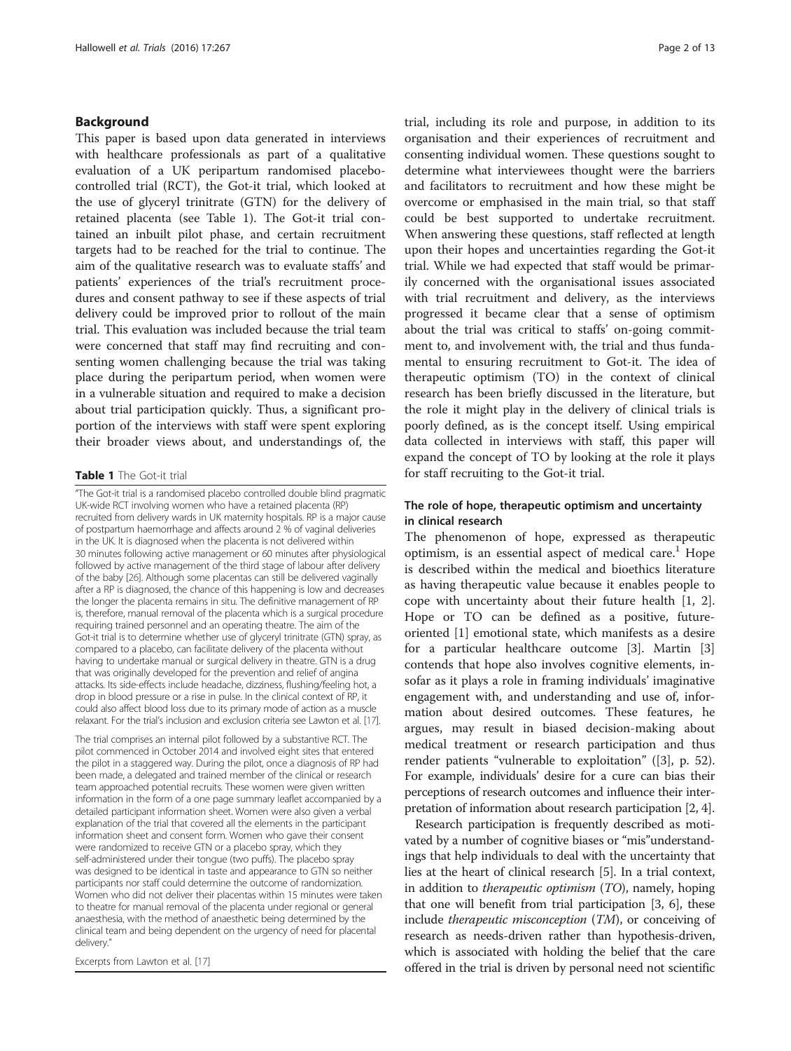## Background

This paper is based upon data generated in interviews with healthcare professionals as part of a qualitative evaluation of a UK peripartum randomised placebo-controlled trial (RCT), the Got-it trial, which looked at the use of glyceryl trinitrate (GTN) for the delivery of retained placenta (see Table 1). The Got-it trial contained an inbuilt pilot phase, and certain recruitment targets had to be reached for the trial to continue. The aim of the qualitative research was to evaluate staffs' and patients' experiences of the trial's recruitment procedures and consent pathway to see if these aspects of trial delivery could be improved prior to rollout of the main trial. This evaluation was included because the trial team were concerned that staff may find recruiting and consenting women challenging because the trial was taking place during the peripartum period, when women were in a vulnerable situation and required to make a decision about trial participation quickly. Thus, a significant proportion of the interviews with staff were spent exploring their broader views about, and understandings of, the trial, including its role and purpose, in addition to its organisation and their experiences of recruitment and consenting individual women. These questions sought to determine what interviewees thought were the barriers and facilitators to recruitment and how these might be overcome or emphasised in the main trial, so that staff could be best supported to undertake recruitment. When answering these questions, staff reflected at length upon their hopes and uncertainties regarding the Got-it trial. While we had expected that staff would be primarily concerned with the organisational issues associated with trial recruitment and delivery, as the interviews progressed it became clear that a sense of optimism about the trial was critical to staffs' on-going commitment to, and involvement with, the trial and thus fundamental to ensuring recruitment to Got-it. The idea of therapeutic optimism (TO) in the context of clinical research has been briefly discussed in the literature, but the role it might play in the delivery of clinical trials is poorly defined, as is the concept itself. Using empirical data collected in interviews with staff, this paper will expand the concept of TO by looking at the role it plays for staff recruiting to the Got-it trial.

**Table 1** The Got-it trial

"The Got-it trial is a randomised placebo controlled double blind pragmatic UK-wide RCT involving women who have a retained placenta (RP) recruited from delivery wards in UK maternity hospitals. RP is a major cause of postpartum haemorrhage and affects around 2 % of vaginal deliveries in the UK. It is diagnosed when the placenta is not delivered within 30 minutes following active management or 60 minutes after physiological followed by active management of the third stage of labour after delivery of the baby [26]. Although some placentas can still be delivered vaginally after a RP is diagnosed, the chance of this happening is low and decreases the longer the placenta remains in situ. The definitive management of RP is, therefore, manual removal of the placenta which is a surgical procedure requiring trained personnel and an operating theatre. The aim of the Got-it trial is to determine whether use of glyceryl trinitrate (GTN) spray, as compared to a placebo, can facilitate delivery of the placenta without having to undertake manual or surgical delivery in theatre. GTN is a drug that was originally developed for the prevention and relief of angina attacks. Its side-effects include headache, dizziness, flushing/feeling hot, a drop in blood pressure or a rise in pulse. In the clinical context of RP, it could also affect blood loss due to its primary mode of action as a muscle relaxant. For the trial's inclusion and exclusion criteria see Lawton et al. [17].

The trial comprises an internal pilot followed by a substantive RCT. The pilot commenced in October 2014 and involved eight sites that entered the pilot in a staggered way. During the pilot, once a diagnosis of RP had been made, a delegated and trained member of the clinical or research team approached potential recruits. These women were given written information in the form of a one page summary leaflet accompanied by a detailed participant information sheet. Women were also given a verbal explanation of the trial that covered all the elements in the participant information sheet and consent form. Women who gave their consent were randomized to receive GTN or a placebo spray, which they self-administered under their tongue (two puffs). The placebo spray was designed to be identical in taste and appearance to GTN so neither participants nor staff could determine the outcome of randomization. Women who did not deliver their placentas within 15 minutes were taken to theatre for manual removal of the placenta under regional or general anaesthesia, with the method of anaesthetic being determined by the clinical team and being dependent on the urgency of need for placental delivery."

Excerpts from Lawton et al. [17]

### The role of hope, therapeutic optimism and uncertainty in clinical research

The phenomenon of hope, expressed as therapeutic optimism, is an essential aspect of medical care.[1] Hope is described within the medical and bioethics literature as having therapeutic value because it enables people to cope with uncertainty about their future health [1, 2]. Hope or TO can be defined as a positive, future-oriented [1] emotional state, which manifests as a desire for a particular healthcare outcome [3]. Martin [3] contends that hope also involves cognitive elements, insofar as it plays a role in framing individuals' imaginative engagement with, and understanding and use of, information about desired outcomes. These features, he argues, may result in biased decision-making about medical treatment or research participation and thus render patients "vulnerable to exploitation" ([3], p. 52). For example, individuals' desire for a cure can bias their perceptions of research outcomes and influence their interpretation of information about research participation [2, 4].

Research participation is frequently described as motivated by a number of cognitive biases or "mis"understandings that help individuals to deal with the uncertainty that lies at the heart of clinical research [5]. In a trial context, in addition to *therapeutic optimism* (*TO*), namely, hoping that one will benefit from trial participation [3, 6], these include *therapeutic misconception* (*TM*), or conceiving of research as needs-driven rather than hypothesis-driven, which is associated with holding the belief that the care offered in the trial is driven by personal need not scientific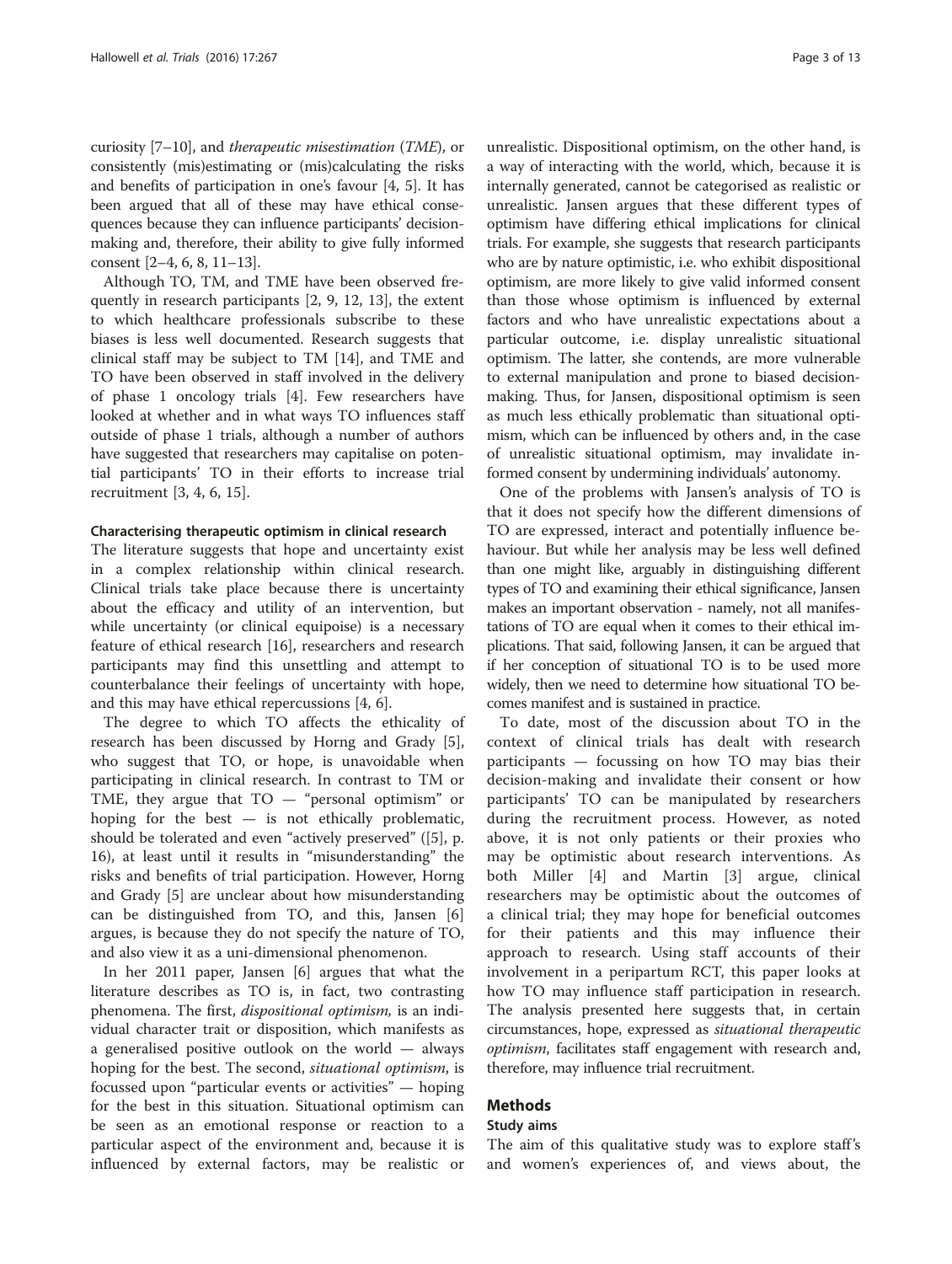curiosity [7–10], and *therapeutic misestimation* (*TME*), or consistently (mis)estimating or (mis)calculating the risks and benefits of participation in one's favour [4, 5]. It has been argued that all of these may have ethical consequences because they can influence participants' decision-making and, therefore, their ability to give fully informed consent [2–4, 6, 8, 11–13].

Although TO, TM, and TME have been observed frequently in research participants [2, 9, 12, 13], the extent to which healthcare professionals subscribe to these biases is less well documented. Research suggests that clinical staff may be subject to TM [14], and TME and TO have been observed in staff involved in the delivery of phase 1 oncology trials [4]. Few researchers have looked at whether and in what ways TO influences staff outside of phase 1 trials, although a number of authors have suggested that researchers may capitalise on potential participants' TO in their efforts to increase trial recruitment [3, 4, 6, 15].

#### Characterising therapeutic optimism in clinical research

The literature suggests that hope and uncertainty exist in a complex relationship within clinical research. Clinical trials take place because there is uncertainty about the efficacy and utility of an intervention, but while uncertainty (or clinical equipoise) is a necessary feature of ethical research [16], researchers and research participants may find this unsettling and attempt to counterbalance their feelings of uncertainty with hope, and this may have ethical repercussions [4, 6].

The degree to which TO affects the ethicality of research has been discussed by Horng and Grady [5], who suggest that TO, or hope, is unavoidable when participating in clinical research. In contrast to TM or TME, they argue that TO — "personal optimism" or hoping for the best — is not ethically problematic, should be tolerated and even "actively preserved" ([5], p. 16), at least until it results in "misunderstanding" the risks and benefits of trial participation. However, Horng and Grady [5] are unclear about how misunderstanding can be distinguished from TO, and this, Jansen [6] argues, is because they do not specify the nature of TO, and also view it as a uni-dimensional phenomenon.

In her 2011 paper, Jansen [6] argues that what the literature describes as TO is, in fact, two contrasting phenomena. The first, *dispositional optimism,* is an individual character trait or disposition, which manifests as a generalised positive outlook on the world — always hoping for the best. The second, *situational optimism*, is focussed upon "particular events or activities" — hoping for the best in this situation. Situational optimism can be seen as an emotional response or reaction to a particular aspect of the environment and, because it is influenced by external factors, may be realistic or unrealistic. Dispositional optimism, on the other hand, is a way of interacting with the world, which, because it is internally generated, cannot be categorised as realistic or unrealistic. Jansen argues that these different types of optimism have differing ethical implications for clinical trials. For example, she suggests that research participants who are by nature optimistic, i.e. who exhibit dispositional optimism, are more likely to give valid informed consent than those whose optimism is influenced by external factors and who have unrealistic expectations about a particular outcome, i.e. display unrealistic situational optimism. The latter, she contends, are more vulnerable to external manipulation and prone to biased decision-making. Thus, for Jansen, dispositional optimism is seen as much less ethically problematic than situational optimism, which can be influenced by others and, in the case of unrealistic situational optimism, may invalidate informed consent by undermining individuals' autonomy.

One of the problems with Jansen's analysis of TO is that it does not specify how the different dimensions of TO are expressed, interact and potentially influence behaviour. But while her analysis may be less well defined than one might like, arguably in distinguishing different types of TO and examining their ethical significance, Jansen makes an important observation - namely, not all manifestations of TO are equal when it comes to their ethical implications. That said, following Jansen, it can be argued that if her conception of situational TO is to be used more widely, then we need to determine how situational TO becomes manifest and is sustained in practice.

To date, most of the discussion about TO in the context of clinical trials has dealt with research participants — focussing on how TO may bias their decision-making and invalidate their consent or how participants' TO can be manipulated by researchers during the recruitment process. However, as noted above, it is not only patients or their proxies who may be optimistic about research interventions. As both Miller [4] and Martin [3] argue, clinical researchers may be optimistic about the outcomes of a clinical trial; they may hope for beneficial outcomes for their patients and this may influence their approach to research. Using staff accounts of their involvement in a peripartum RCT, this paper looks at how TO may influence staff participation in research. The analysis presented here suggests that, in certain circumstances, hope, expressed as *situational therapeutic optimism*, facilitates staff engagement with research and, therefore, may influence trial recruitment.

## Methods

### Study aims

The aim of this qualitative study was to explore staff's and women's experiences of, and views about, the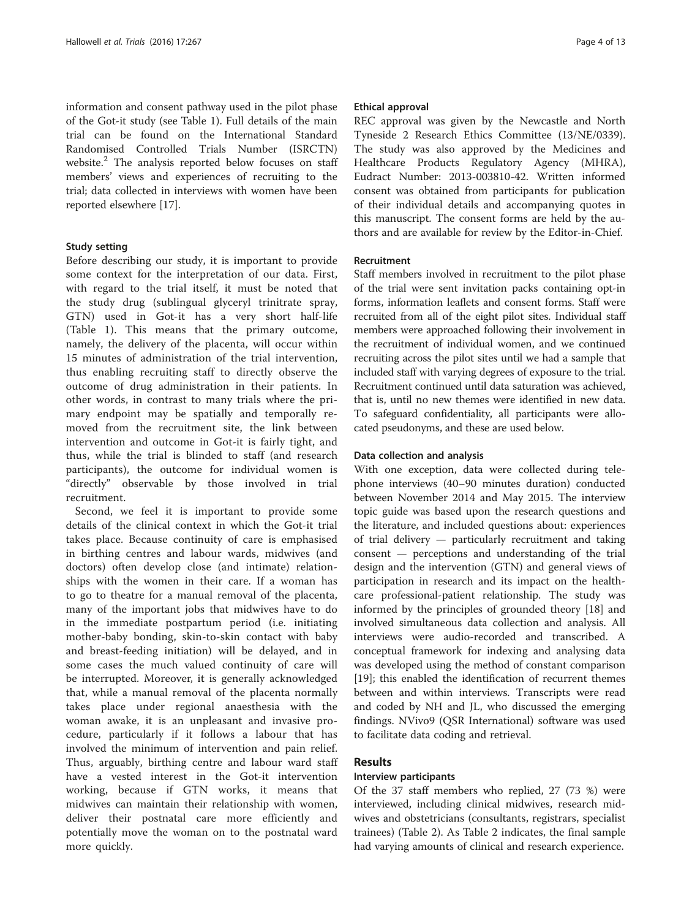information and consent pathway used in the pilot phase of the Got-it study (see Table 1). Full details of the main trial can be found on the International Standard Randomised Controlled Trials Number (ISRCTN) website.[2] The analysis reported below focuses on staff members' views and experiences of recruiting to the trial; data collected in interviews with women have been reported elsewhere [17].

### Study setting

Before describing our study, it is important to provide some context for the interpretation of our data. First, with regard to the trial itself, it must be noted that the study drug (sublingual glyceryl trinitrate spray, GTN) used in Got-it has a very short half-life (Table 1). This means that the primary outcome, namely, the delivery of the placenta, will occur within 15 minutes of administration of the trial intervention, thus enabling recruiting staff to directly observe the outcome of drug administration in their patients. In other words, in contrast to many trials where the primary endpoint may be spatially and temporally removed from the recruitment site, the link between intervention and outcome in Got-it is fairly tight, and thus, while the trial is blinded to staff (and research participants), the outcome for individual women is "directly" observable by those involved in trial recruitment.

Second, we feel it is important to provide some details of the clinical context in which the Got-it trial takes place. Because continuity of care is emphasised in birthing centres and labour wards, midwives (and doctors) often develop close (and intimate) relationships with the women in their care. If a woman has to go to theatre for a manual removal of the placenta, many of the important jobs that midwives have to do in the immediate postpartum period (i.e. initiating mother-baby bonding, skin-to-skin contact with baby and breast-feeding initiation) will be delayed, and in some cases the much valued continuity of care will be interrupted. Moreover, it is generally acknowledged that, while a manual removal of the placenta normally takes place under regional anaesthesia with the woman awake, it is an unpleasant and invasive procedure, particularly if it follows a labour that has involved the minimum of intervention and pain relief. Thus, arguably, birthing centre and labour ward staff have a vested interest in the Got-it intervention working, because if GTN works, it means that midwives can maintain their relationship with women, deliver their postnatal care more efficiently and potentially move the woman on to the postnatal ward more quickly.

### Ethical approval

REC approval was given by the Newcastle and North Tyneside 2 Research Ethics Committee (13/NE/0339). The study was also approved by the Medicines and Healthcare Products Regulatory Agency (MHRA), Eudract Number: 2013-003810-42. Written informed consent was obtained from participants for publication of their individual details and accompanying quotes in this manuscript. The consent forms are held by the authors and are available for review by the Editor-in-Chief.

### Recruitment

Staff members involved in recruitment to the pilot phase of the trial were sent invitation packs containing opt-in forms, information leaflets and consent forms. Staff were recruited from all of the eight pilot sites. Individual staff members were approached following their involvement in the recruitment of individual women, and we continued recruiting across the pilot sites until we had a sample that included staff with varying degrees of exposure to the trial. Recruitment continued until data saturation was achieved, that is, until no new themes were identified in new data. To safeguard confidentiality, all participants were allocated pseudonyms, and these are used below.

### Data collection and analysis

With one exception, data were collected during telephone interviews (40–90 minutes duration) conducted between November 2014 and May 2015. The interview topic guide was based upon the research questions and the literature, and included questions about: experiences of trial delivery — particularly recruitment and taking consent — perceptions and understanding of the trial design and the intervention (GTN) and general views of participation in research and its impact on the healthcare professional-patient relationship. The study was informed by the principles of grounded theory [18] and involved simultaneous data collection and analysis. All interviews were audio-recorded and transcribed. A conceptual framework for indexing and analysing data was developed using the method of constant comparison [19]; this enabled the identification of recurrent themes between and within interviews. Transcripts were read and coded by NH and JL, who discussed the emerging findings. NVivo9 (QSR International) software was used to facilitate data coding and retrieval.

## Results

### Interview participants

Of the 37 staff members who replied, 27 (73 %) were interviewed, including clinical midwives, research midwives and obstetricians (consultants, registrars, specialist trainees) (Table 2). As Table 2 indicates, the final sample had varying amounts of clinical and research experience.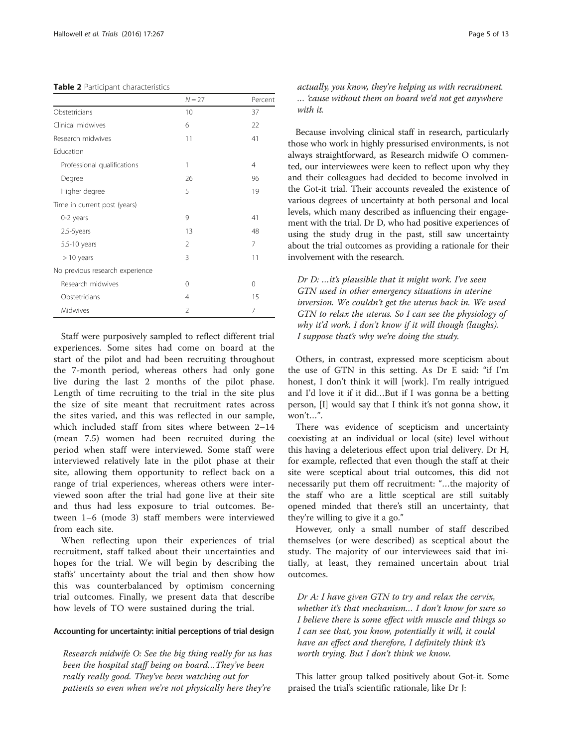**Table 2** Participant characteristics

| | $N = 27$ | Percent |
|---|---|---|
| Obstetricians | 10 | 37 |
| Clinical midwives | 6 | 22 |
| Research midwives | 11 | 41 |
| Education | | |
| Professional qualifications | 1 | 4 |
| Degree | 26 | 96 |
| Higher degree | 5 | 19 |
| Time in current post (years) | | |
| 0-2 years | 9 | 41 |
| 2.5-5years | 13 | 48 |
| 5.5-10 years | 2 | 7 |
| > 10 years | 3 | 11 |
| No previous research experience | | |
| Research midwives | 0 | 0 |
| Obstetricians | 4 | 15 |
| Midwives | 2 | 7 |

Staff were purposively sampled to reflect different trial experiences. Some sites had come on board at the start of the pilot and had been recruiting throughout the 7-month period, whereas others had only gone live during the last 2 months of the pilot phase. Length of time recruiting to the trial in the site plus the size of site meant that recruitment rates across the sites varied, and this was reflected in our sample, which included staff from sites where between 2–14 (mean 7.5) women had been recruited during the period when staff were interviewed. Some staff were interviewed relatively late in the pilot phase at their site, allowing them opportunity to reflect back on a range of trial experiences, whereas others were interviewed soon after the trial had gone live at their site and thus had less exposure to trial outcomes. Between 1–6 (mode 3) staff members were interviewed from each site.

When reflecting upon their experiences of trial recruitment, staff talked about their uncertainties and hopes for the trial. We will begin by describing the staffs' uncertainty about the trial and then show how this was counterbalanced by optimism concerning trial outcomes. Finally, we present data that describe how levels of TO were sustained during the trial.

### Accounting for uncertainty: initial perceptions of trial design

*Research midwife O: See the big thing really for us has been the hospital staff being on board…They've been really really good. They've been watching out for patients so even when we're not physically here they're actually, you know, they're helping us with recruitment. … 'cause without them on board we'd not get anywhere with it.*

Because involving clinical staff in research, particularly those who work in highly pressurised environments, is not always straightforward, as Research midwife O commented, our interviewees were keen to reflect upon why they and their colleagues had decided to become involved in the Got-it trial. Their accounts revealed the existence of various degrees of uncertainty at both personal and local levels, which many described as influencing their engagement with the trial. Dr D, who had positive experiences of using the study drug in the past, still saw uncertainty about the trial outcomes as providing a rationale for their involvement with the research.

*Dr D: …it's plausible that it might work. I've seen GTN used in other emergency situations in uterine inversion. We couldn't get the uterus back in. We used GTN to relax the uterus. So I can see the physiology of why it'd work. I don't know if it will though (laughs). I suppose that's why we're doing the study.*

Others, in contrast, expressed more scepticism about the use of GTN in this setting. As Dr E said: "if I'm honest, I don't think it will [work]. I'm really intrigued and I'd love it if it did…But if I was gonna be a betting person, [I] would say that I think it's not gonna show, it won't…".

There was evidence of scepticism and uncertainty coexisting at an individual or local (site) level without this having a deleterious effect upon trial delivery. Dr H, for example, reflected that even though the staff at their site were sceptical about trial outcomes, this did not necessarily put them off recruitment: "…the majority of the staff who are a little sceptical are still suitably opened minded that there's still an uncertainty, that they're willing to give it a go."

However, only a small number of staff described themselves (or were described) as sceptical about the study. The majority of our interviewees said that initially, at least, they remained uncertain about trial outcomes.

*Dr A: I have given GTN to try and relax the cervix, whether it's that mechanism… I don't know for sure so I believe there is some effect with muscle and things so I can see that, you know, potentially it will, it could have an effect and therefore, I definitely think it's worth trying. But I don't think we know.*

This latter group talked positively about Got-it. Some praised the trial's scientific rationale, like Dr J: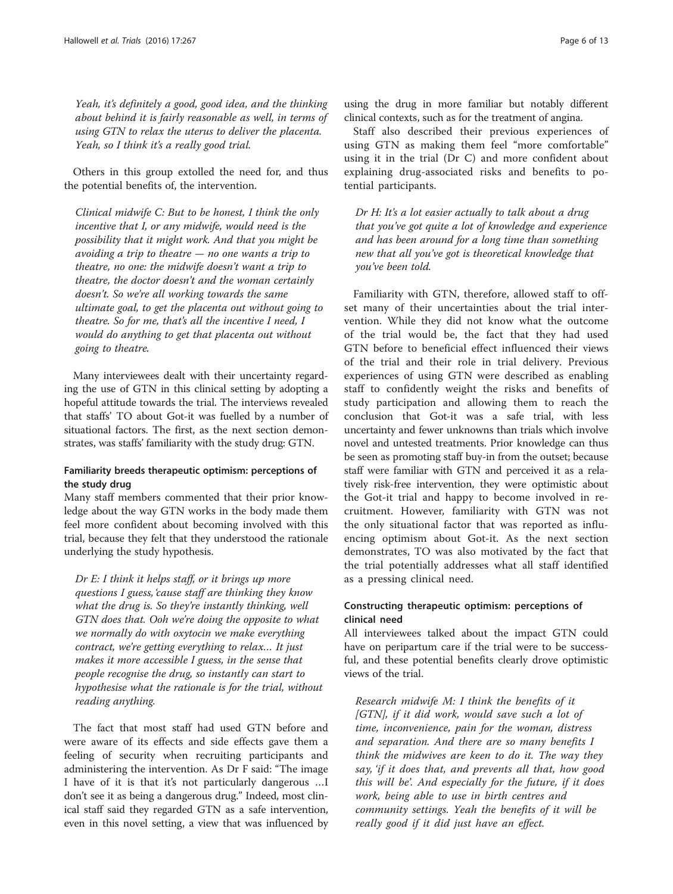*Yeah, it's definitely a good, good idea, and the thinking about behind it is fairly reasonable as well, in terms of using GTN to relax the uterus to deliver the placenta. Yeah, so I think it's a really good trial.*

Others in this group extolled the need for, and thus the potential benefits of, the intervention.

*Clinical midwife C: But to be honest, I think the only incentive that I, or any midwife, would need is the possibility that it might work. And that you might be avoiding a trip to theatre — no one wants a trip to theatre, no one: the midwife doesn't want a trip to theatre, the doctor doesn't and the woman certainly doesn't. So we're all working towards the same ultimate goal, to get the placenta out without going to theatre. So for me, that's all the incentive I need, I would do anything to get that placenta out without going to theatre.*

Many interviewees dealt with their uncertainty regarding the use of GTN in this clinical setting by adopting a hopeful attitude towards the trial. The interviews revealed that staffs' TO about Got-it was fuelled by a number of situational factors. The first, as the next section demonstrates, was staffs' familiarity with the study drug: GTN.

### Familiarity breeds therapeutic optimism: perceptions of the study drug

Many staff members commented that their prior knowledge about the way GTN works in the body made them feel more confident about becoming involved with this trial, because they felt that they understood the rationale underlying the study hypothesis.

*Dr E: I think it helps staff, or it brings up more questions I guess, 'cause staff are thinking they know what the drug is. So they're instantly thinking, well GTN does that. Ooh we're doing the opposite to what we normally do with oxytocin we make everything contract, we're getting everything to relax… It just makes it more accessible I guess, in the sense that people recognise the drug, so instantly can start to hypothesise what the rationale is for the trial, without reading anything.*

The fact that most staff had used GTN before and were aware of its effects and side effects gave them a feeling of security when recruiting participants and administering the intervention. As Dr F said: "The image I have of it is that it's not particularly dangerous …I don't see it as being a dangerous drug." Indeed, most clinical staff said they regarded GTN as a safe intervention, even in this novel setting, a view that was influenced by using the drug in more familiar but notably different clinical contexts, such as for the treatment of angina.

Staff also described their previous experiences of using GTN as making them feel "more comfortable" using it in the trial (Dr C) and more confident about explaining drug-associated risks and benefits to potential participants.

*Dr H: It's a lot easier actually to talk about a drug that you've got quite a lot of knowledge and experience and has been around for a long time than something new that all you've got is theoretical knowledge that you've been told.*

Familiarity with GTN, therefore, allowed staff to offset many of their uncertainties about the trial intervention. While they did not know what the outcome of the trial would be, the fact that they had used GTN before to beneficial effect influenced their views of the trial and their role in trial delivery. Previous experiences of using GTN were described as enabling staff to confidently weight the risks and benefits of study participation and allowing them to reach the conclusion that Got-it was a safe trial, with less uncertainty and fewer unknowns than trials which involve novel and untested treatments. Prior knowledge can thus be seen as promoting staff buy-in from the outset; because staff were familiar with GTN and perceived it as a relatively risk-free intervention, they were optimistic about the Got-it trial and happy to become involved in recruitment. However, familiarity with GTN was not the only situational factor that was reported as influencing optimism about Got-it. As the next section demonstrates, TO was also motivated by the fact that the trial potentially addresses what all staff identified as a pressing clinical need.

### Constructing therapeutic optimism: perceptions of clinical need

All interviewees talked about the impact GTN could have on peripartum care if the trial were to be successful, and these potential benefits clearly drove optimistic views of the trial.

*Research midwife M: I think the benefits of it [GTN], if it did work, would save such a lot of time, inconvenience, pain for the woman, distress and separation. And there are so many benefits I think the midwives are keen to do it. The way they say, 'if it does that, and prevents all that, how good this will be'. And especially for the future, if it does work, being able to use in birth centres and community settings. Yeah the benefits of it will be really good if it did just have an effect.*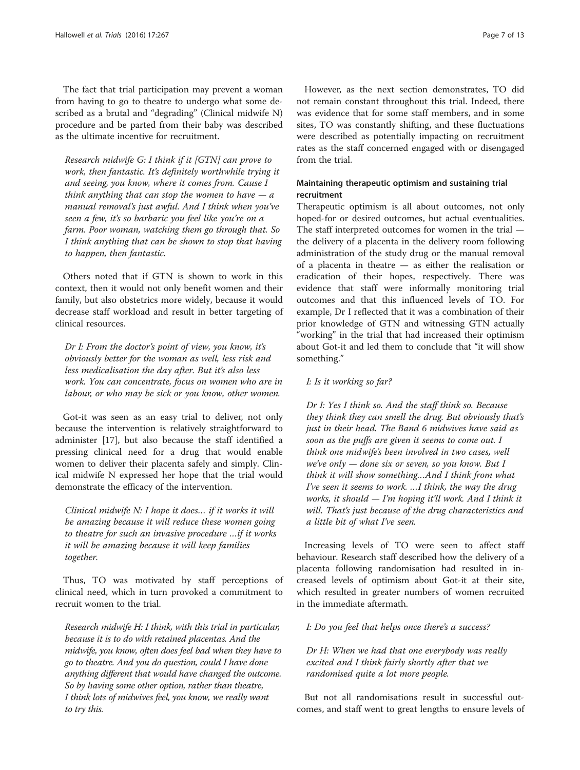The fact that trial participation may prevent a woman from having to go to theatre to undergo what some described as a brutal and "degrading" (Clinical midwife N) procedure and be parted from their baby was described as the ultimate incentive for recruitment.

> *Research midwife G: I think if it [GTN] can prove to work, then fantastic. It's definitely worthwhile trying it and seeing, you know, where it comes from. Cause I think anything that can stop the women to have — a manual removal's just awful. And I think when you've seen a few, it's so barbaric you feel like you're on a farm. Poor woman, watching them go through that. So I think anything that can be shown to stop that having to happen, then fantastic.*

Others noted that if GTN is shown to work in this context, then it would not only benefit women and their family, but also obstetrics more widely, because it would decrease staff workload and result in better targeting of clinical resources.

> *Dr I: From the doctor's point of view, you know, it's obviously better for the woman as well, less risk and less medicalisation the day after. But it's also less work. You can concentrate, focus on women who are in labour, or who may be sick or you know, other women.*

Got-it was seen as an easy trial to deliver, not only because the intervention is relatively straightforward to administer [17], but also because the staff identified a pressing clinical need for a drug that would enable women to deliver their placenta safely and simply. Clinical midwife N expressed her hope that the trial would demonstrate the efficacy of the intervention.

> *Clinical midwife N: I hope it does… if it works it will be amazing because it will reduce these women going to theatre for such an invasive procedure …if it works it will be amazing because it will keep families together.*

Thus, TO was motivated by staff perceptions of clinical need, which in turn provoked a commitment to recruit women to the trial.

> *Research midwife H: I think, with this trial in particular, because it is to do with retained placentas. And the midwife, you know, often does feel bad when they have to go to theatre. And you do question, could I have done anything different that would have changed the outcome. So by having some other option, rather than theatre, I think lots of midwives feel, you know, we really want to try this.*

However, as the next section demonstrates, TO did not remain constant throughout this trial. Indeed, there was evidence that for some staff members, and in some sites, TO was constantly shifting, and these fluctuations were described as potentially impacting on recruitment rates as the staff concerned engaged with or disengaged from the trial.

### Maintaining therapeutic optimism and sustaining trial recruitment

Therapeutic optimism is all about outcomes, not only hoped-for or desired outcomes, but actual eventualities. The staff interpreted outcomes for women in the trial — the delivery of a placenta in the delivery room following administration of the study drug or the manual removal of a placenta in theatre — as either the realisation or eradication of their hopes, respectively. There was evidence that staff were informally monitoring trial outcomes and that this influenced levels of TO. For example, Dr I reflected that it was a combination of their prior knowledge of GTN and witnessing GTN actually "working" in the trial that had increased their optimism about Got-it and led them to conclude that "it will show something."

> *I: Is it working so far?*
>
> *Dr I: Yes I think so. And the staff think so. Because they think they can smell the drug. But obviously that's just in their head. The Band 6 midwives have said as soon as the puffs are given it seems to come out. I think one midwife's been involved in two cases, well we've only — done six or seven, so you know. But I think it will show something…And I think from what I've seen it seems to work. …I think, the way the drug works, it should — I'm hoping it'll work. And I think it will. That's just because of the drug characteristics and a little bit of what I've seen.*

Increasing levels of TO were seen to affect staff behaviour. Research staff described how the delivery of a placenta following randomisation had resulted in increased levels of optimism about Got-it at their site, which resulted in greater numbers of women recruited in the immediate aftermath.

> *I: Do you feel that helps once there's a success?*
>
> *Dr H: When we had that one everybody was really excited and I think fairly shortly after that we randomised quite a lot more people.*

But not all randomisations result in successful outcomes, and staff went to great lengths to ensure levels of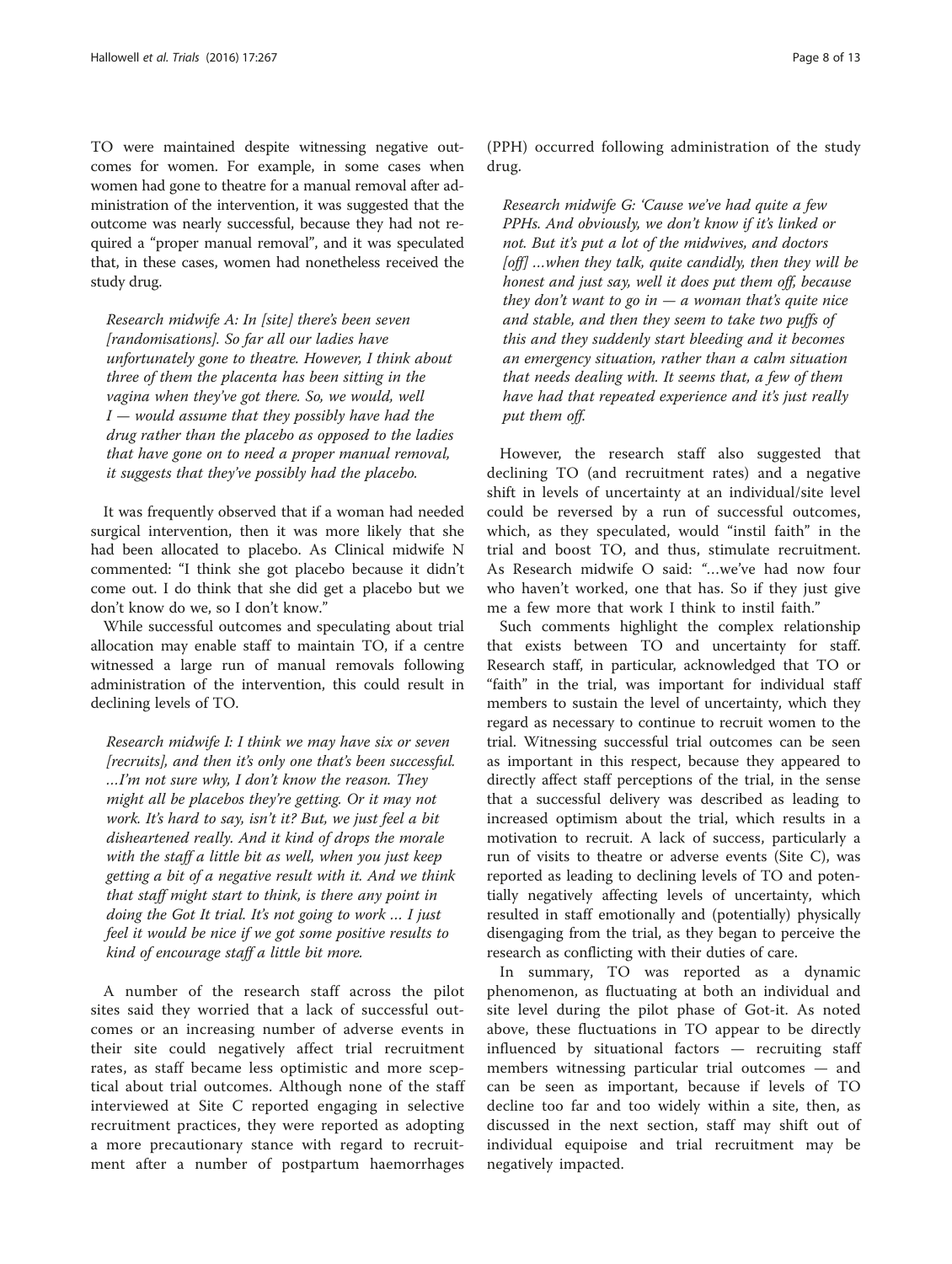TO were maintained despite witnessing negative outcomes for women. For example, in some cases when women had gone to theatre for a manual removal after administration of the intervention, it was suggested that the outcome was nearly successful, because they had not required a "proper manual removal", and it was speculated that, in these cases, women had nonetheless received the study drug.

> *Research midwife A: In [site] there's been seven [randomisations]. So far all our ladies have unfortunately gone to theatre. However, I think about three of them the placenta has been sitting in the vagina when they've got there. So, we would, well I — would assume that they possibly have had the drug rather than the placebo as opposed to the ladies that have gone on to need a proper manual removal, it suggests that they've possibly had the placebo.*

It was frequently observed that if a woman had needed surgical intervention, then it was more likely that she had been allocated to placebo. As Clinical midwife N commented: "I think she got placebo because it didn't come out. I do think that she did get a placebo but we don't know do we, so I don't know."

While successful outcomes and speculating about trial allocation may enable staff to maintain TO, if a centre witnessed a large run of manual removals following administration of the intervention, this could result in declining levels of TO.

> *Research midwife I: I think we may have six or seven [recruits], and then it's only one that's been successful. …I'm not sure why, I don't know the reason. They might all be placebos they're getting. Or it may not work. It's hard to say, isn't it? But, we just feel a bit disheartened really. And it kind of drops the morale with the staff a little bit as well, when you just keep getting a bit of a negative result with it. And we think that staff might start to think, is there any point in doing the Got It trial. It's not going to work … I just feel it would be nice if we got some positive results to kind of encourage staff a little bit more.*

A number of the research staff across the pilot sites said they worried that a lack of successful outcomes or an increasing number of adverse events in their site could negatively affect trial recruitment rates, as staff became less optimistic and more sceptical about trial outcomes. Although none of the staff interviewed at Site C reported engaging in selective recruitment practices, they were reported as adopting a more precautionary stance with regard to recruitment after a number of postpartum haemorrhages (PPH) occurred following administration of the study drug.

> *Research midwife G: 'Cause we've had quite a few PPHs. And obviously, we don't know if it's linked or not. But it's put a lot of the midwives, and doctors [off] …when they talk, quite candidly, then they will be honest and just say, well it does put them off, because they don't want to go in — a woman that's quite nice and stable, and then they seem to take two puffs of this and they suddenly start bleeding and it becomes an emergency situation, rather than a calm situation that needs dealing with. It seems that, a few of them have had that repeated experience and it's just really put them off.*

However, the research staff also suggested that declining TO (and recruitment rates) and a negative shift in levels of uncertainty at an individual/site level could be reversed by a run of successful outcomes, which, as they speculated, would "instil faith" in the trial and boost TO, and thus, stimulate recruitment. As Research midwife O said: "…we've had now four who haven't worked, one that has. So if they just give me a few more that work I think to instil faith."

Such comments highlight the complex relationship that exists between TO and uncertainty for staff. Research staff, in particular, acknowledged that TO or "faith" in the trial, was important for individual staff members to sustain the level of uncertainty, which they regard as necessary to continue to recruit women to the trial. Witnessing successful trial outcomes can be seen as important in this respect, because they appeared to directly affect staff perceptions of the trial, in the sense that a successful delivery was described as leading to increased optimism about the trial, which results in a motivation to recruit. A lack of success, particularly a run of visits to theatre or adverse events (Site C), was reported as leading to declining levels of TO and potentially negatively affecting levels of uncertainty, which resulted in staff emotionally and (potentially) physically disengaging from the trial, as they began to perceive the research as conflicting with their duties of care.

In summary, TO was reported as a dynamic phenomenon, as fluctuating at both an individual and site level during the pilot phase of Got-it. As noted above, these fluctuations in TO appear to be directly influenced by situational factors — recruiting staff members witnessing particular trial outcomes — and can be seen as important, because if levels of TO decline too far and too widely within a site, then, as discussed in the next section, staff may shift out of individual equipoise and trial recruitment may be negatively impacted.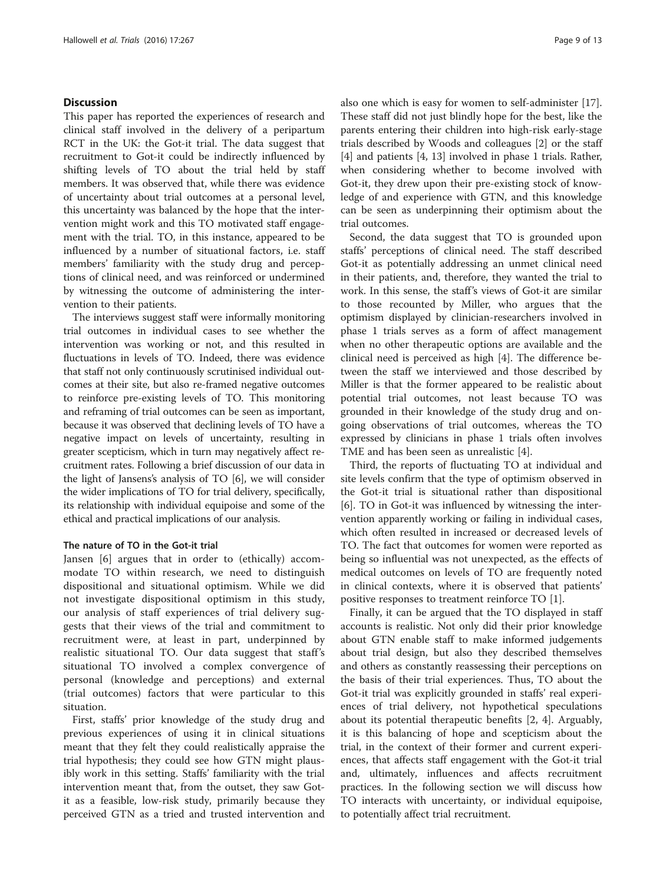## Discussion

This paper has reported the experiences of research and clinical staff involved in the delivery of a peripartum RCT in the UK: the Got-it trial. The data suggest that recruitment to Got-it could be indirectly influenced by shifting levels of TO about the trial held by staff members. It was observed that, while there was evidence of uncertainty about trial outcomes at a personal level, this uncertainty was balanced by the hope that the intervention might work and this TO motivated staff engagement with the trial. TO, in this instance, appeared to be influenced by a number of situational factors, i.e. staff members' familiarity with the study drug and perceptions of clinical need, and was reinforced or undermined by witnessing the outcome of administering the intervention to their patients.

The interviews suggest staff were informally monitoring trial outcomes in individual cases to see whether the intervention was working or not, and this resulted in fluctuations in levels of TO. Indeed, there was evidence that staff not only continuously scrutinised individual outcomes at their site, but also re-framed negative outcomes to reinforce pre-existing levels of TO. This monitoring and reframing of trial outcomes can be seen as important, because it was observed that declining levels of TO have a negative impact on levels of uncertainty, resulting in greater scepticism, which in turn may negatively affect recruitment rates. Following a brief discussion of our data in the light of Jansens's analysis of TO [6], we will consider the wider implications of TO for trial delivery, specifically, its relationship with individual equipoise and some of the ethical and practical implications of our analysis.

### The nature of TO in the Got-it trial

Jansen [6] argues that in order to (ethically) accommodate TO within research, we need to distinguish dispositional and situational optimism. While we did not investigate dispositional optimism in this study, our analysis of staff experiences of trial delivery suggests that their views of the trial and commitment to recruitment were, at least in part, underpinned by realistic situational TO. Our data suggest that staff's situational TO involved a complex convergence of personal (knowledge and perceptions) and external (trial outcomes) factors that were particular to this situation.

First, staffs' prior knowledge of the study drug and previous experiences of using it in clinical situations meant that they felt they could realistically appraise the trial hypothesis; they could see how GTN might plausibly work in this setting. Staffs' familiarity with the trial intervention meant that, from the outset, they saw Got-it as a feasible, low-risk study, primarily because they perceived GTN as a tried and trusted intervention and also one which is easy for women to self-administer [17]. These staff did not just blindly hope for the best, like the parents entering their children into high-risk early-stage trials described by Woods and colleagues [2] or the staff [4] and patients [4, 13] involved in phase 1 trials. Rather, when considering whether to become involved with Got-it, they drew upon their pre-existing stock of knowledge of and experience with GTN, and this knowledge can be seen as underpinning their optimism about the trial outcomes.

Second, the data suggest that TO is grounded upon staffs' perceptions of clinical need. The staff described Got-it as potentially addressing an unmet clinical need in their patients, and, therefore, they wanted the trial to work. In this sense, the staff's views of Got-it are similar to those recounted by Miller, who argues that the optimism displayed by clinician-researchers involved in phase 1 trials serves as a form of affect management when no other therapeutic options are available and the clinical need is perceived as high [4]. The difference between the staff we interviewed and those described by Miller is that the former appeared to be realistic about potential trial outcomes, not least because TO was grounded in their knowledge of the study drug and ongoing observations of trial outcomes, whereas the TO expressed by clinicians in phase 1 trials often involves TME and has been seen as unrealistic [4].

Third, the reports of fluctuating TO at individual and site levels confirm that the type of optimism observed in the Got-it trial is situational rather than dispositional [6]. TO in Got-it was influenced by witnessing the intervention apparently working or failing in individual cases, which often resulted in increased or decreased levels of TO. The fact that outcomes for women were reported as being so influential was not unexpected, as the effects of medical outcomes on levels of TO are frequently noted in clinical contexts, where it is observed that patients' positive responses to treatment reinforce TO [1].

Finally, it can be argued that the TO displayed in staff accounts is realistic. Not only did their prior knowledge about GTN enable staff to make informed judgements about trial design, but also they described themselves and others as constantly reassessing their perceptions on the basis of their trial experiences. Thus, TO about the Got-it trial was explicitly grounded in staffs' real experiences of trial delivery, not hypothetical speculations about its potential therapeutic benefits [2, 4]. Arguably, it is this balancing of hope and scepticism about the trial, in the context of their former and current experiences, that affects staff engagement with the Got-it trial and, ultimately, influences and affects recruitment practices. In the following section we will discuss how TO interacts with uncertainty, or individual equipoise, to potentially affect trial recruitment.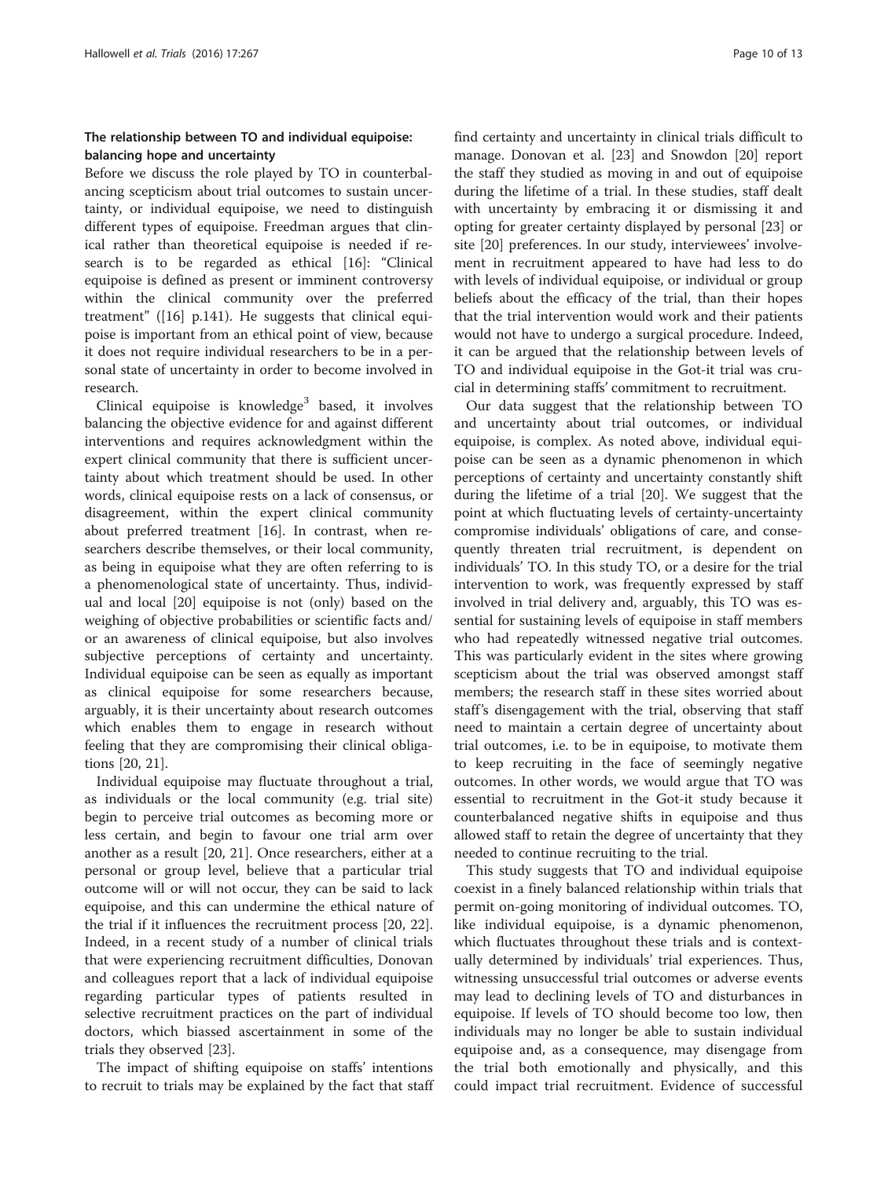### The relationship between TO and individual equipoise: balancing hope and uncertainty

Before we discuss the role played by TO in counterbalancing scepticism about trial outcomes to sustain uncertainty, or individual equipoise, we need to distinguish different types of equipoise. Freedman argues that clinical rather than theoretical equipoise is needed if research is to be regarded as ethical [16]: "Clinical equipoise is defined as present or imminent controversy within the clinical community over the preferred treatment" ([16] p.141). He suggests that clinical equipoise is important from an ethical point of view, because it does not require individual researchers to be in a personal state of uncertainty in order to become involved in research.

Clinical equipoise is knowledge[3] based, it involves balancing the objective evidence for and against different interventions and requires acknowledgment within the expert clinical community that there is sufficient uncertainty about which treatment should be used. In other words, clinical equipoise rests on a lack of consensus, or disagreement, within the expert clinical community about preferred treatment [16]. In contrast, when researchers describe themselves, or their local community, as being in equipoise what they are often referring to is a phenomenological state of uncertainty. Thus, individual and local [20] equipoise is not (only) based on the weighing of objective probabilities or scientific facts and/or an awareness of clinical equipoise, but also involves subjective perceptions of certainty and uncertainty. Individual equipoise can be seen as equally as important as clinical equipoise for some researchers because, arguably, it is their uncertainty about research outcomes which enables them to engage in research without feeling that they are compromising their clinical obligations [20, 21].

Individual equipoise may fluctuate throughout a trial, as individuals or the local community (e.g. trial site) begin to perceive trial outcomes as becoming more or less certain, and begin to favour one trial arm over another as a result [20, 21]. Once researchers, either at a personal or group level, believe that a particular trial outcome will or will not occur, they can be said to lack equipoise, and this can undermine the ethical nature of the trial if it influences the recruitment process [20, 22]. Indeed, in a recent study of a number of clinical trials that were experiencing recruitment difficulties, Donovan and colleagues report that a lack of individual equipoise regarding particular types of patients resulted in selective recruitment practices on the part of individual doctors, which biassed ascertainment in some of the trials they observed [23].

The impact of shifting equipoise on staffs' intentions to recruit to trials may be explained by the fact that staff find certainty and uncertainty in clinical trials difficult to manage. Donovan et al. [23] and Snowdon [20] report the staff they studied as moving in and out of equipoise during the lifetime of a trial. In these studies, staff dealt with uncertainty by embracing it or dismissing it and opting for greater certainty displayed by personal [23] or site [20] preferences. In our study, interviewees' involvement in recruitment appeared to have had less to do with levels of individual equipoise, or individual or group beliefs about the efficacy of the trial, than their hopes that the trial intervention would work and their patients would not have to undergo a surgical procedure. Indeed, it can be argued that the relationship between levels of TO and individual equipoise in the Got-it trial was crucial in determining staffs' commitment to recruitment.

Our data suggest that the relationship between TO and uncertainty about trial outcomes, or individual equipoise, is complex. As noted above, individual equipoise can be seen as a dynamic phenomenon in which perceptions of certainty and uncertainty constantly shift during the lifetime of a trial [20]. We suggest that the point at which fluctuating levels of certainty-uncertainty compromise individuals' obligations of care, and consequently threaten trial recruitment, is dependent on individuals' TO. In this study TO, or a desire for the trial intervention to work, was frequently expressed by staff involved in trial delivery and, arguably, this TO was essential for sustaining levels of equipoise in staff members who had repeatedly witnessed negative trial outcomes. This was particularly evident in the sites where growing scepticism about the trial was observed amongst staff members; the research staff in these sites worried about staff's disengagement with the trial, observing that staff need to maintain a certain degree of uncertainty about trial outcomes, i.e. to be in equipoise, to motivate them to keep recruiting in the face of seemingly negative outcomes. In other words, we would argue that TO was essential to recruitment in the Got-it study because it counterbalanced negative shifts in equipoise and thus allowed staff to retain the degree of uncertainty that they needed to continue recruiting to the trial.

This study suggests that TO and individual equipoise coexist in a finely balanced relationship within trials that permit on-going monitoring of individual outcomes. TO, like individual equipoise, is a dynamic phenomenon, which fluctuates throughout these trials and is contextually determined by individuals' trial experiences. Thus, witnessing unsuccessful trial outcomes or adverse events may lead to declining levels of TO and disturbances in equipoise. If levels of TO should become too low, then individuals may no longer be able to sustain individual equipoise and, as a consequence, may disengage from the trial both emotionally and physically, and this could impact trial recruitment. Evidence of successful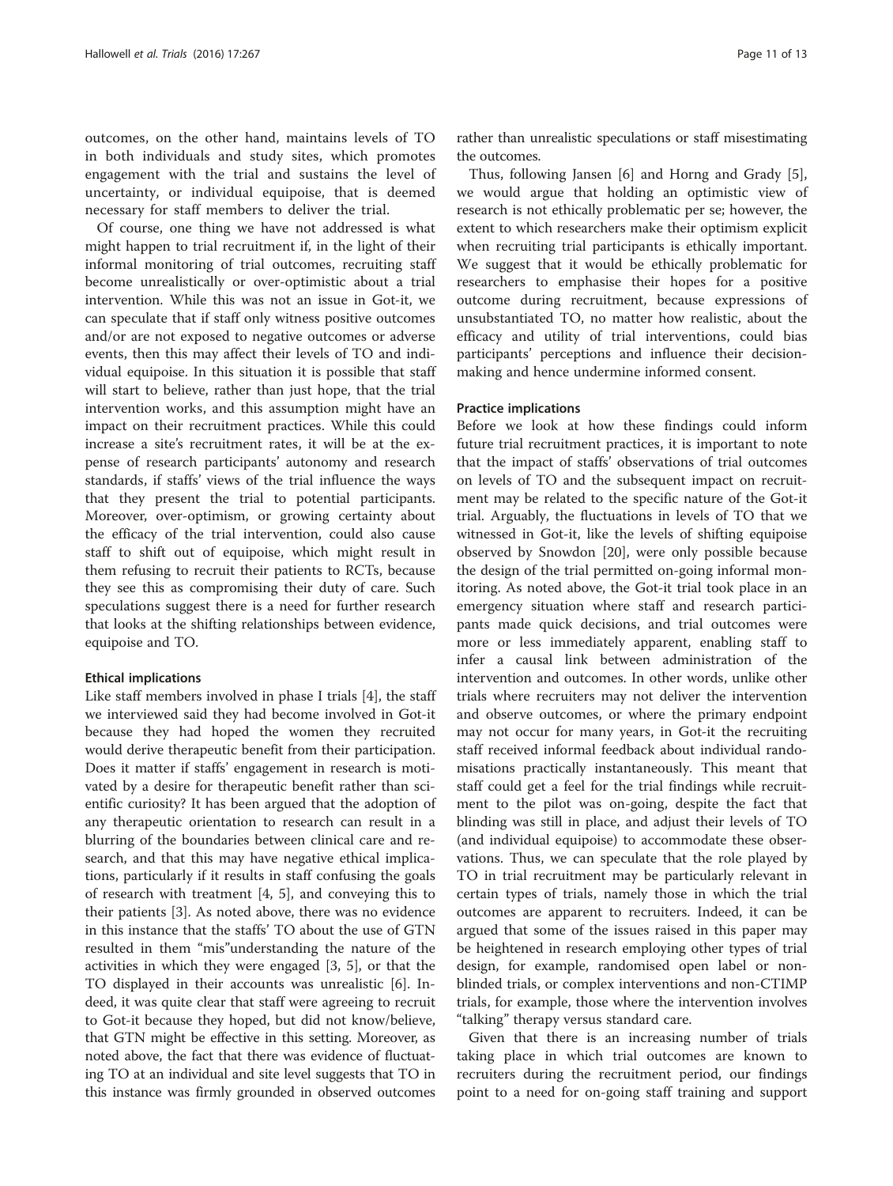outcomes, on the other hand, maintains levels of TO in both individuals and study sites, which promotes engagement with the trial and sustains the level of uncertainty, or individual equipoise, that is deemed necessary for staff members to deliver the trial.

Of course, one thing we have not addressed is what might happen to trial recruitment if, in the light of their informal monitoring of trial outcomes, recruiting staff become unrealistically or over-optimistic about a trial intervention. While this was not an issue in Got-it, we can speculate that if staff only witness positive outcomes and/or are not exposed to negative outcomes or adverse events, then this may affect their levels of TO and individual equipoise. In this situation it is possible that staff will start to believe, rather than just hope, that the trial intervention works, and this assumption might have an impact on their recruitment practices. While this could increase a site's recruitment rates, it will be at the expense of research participants' autonomy and research standards, if staffs' views of the trial influence the ways that they present the trial to potential participants. Moreover, over-optimism, or growing certainty about the efficacy of the trial intervention, could also cause staff to shift out of equipoise, which might result in them refusing to recruit their patients to RCTs, because they see this as compromising their duty of care. Such speculations suggest there is a need for further research that looks at the shifting relationships between evidence, equipoise and TO.

#### Ethical implications

Like staff members involved in phase I trials [4], the staff we interviewed said they had become involved in Got-it because they had hoped the women they recruited would derive therapeutic benefit from their participation. Does it matter if staffs' engagement in research is motivated by a desire for therapeutic benefit rather than scientific curiosity? It has been argued that the adoption of any therapeutic orientation to research can result in a blurring of the boundaries between clinical care and research, and that this may have negative ethical implications, particularly if it results in staff confusing the goals of research with treatment [4, 5], and conveying this to their patients [3]. As noted above, there was no evidence in this instance that the staffs' TO about the use of GTN resulted in them "mis"understanding the nature of the activities in which they were engaged [3, 5], or that the TO displayed in their accounts was unrealistic [6]. Indeed, it was quite clear that staff were agreeing to recruit to Got-it because they hoped, but did not know/believe, that GTN might be effective in this setting. Moreover, as noted above, the fact that there was evidence of fluctuating TO at an individual and site level suggests that TO in this instance was firmly grounded in observed outcomes rather than unrealistic speculations or staff misestimating the outcomes.

Thus, following Jansen [6] and Horng and Grady [5], we would argue that holding an optimistic view of research is not ethically problematic per se; however, the extent to which researchers make their optimism explicit when recruiting trial participants is ethically important. We suggest that it would be ethically problematic for researchers to emphasise their hopes for a positive outcome during recruitment, because expressions of unsubstantiated TO, no matter how realistic, about the efficacy and utility of trial interventions, could bias participants' perceptions and influence their decision-making and hence undermine informed consent.

#### Practice implications

Before we look at how these findings could inform future trial recruitment practices, it is important to note that the impact of staffs' observations of trial outcomes on levels of TO and the subsequent impact on recruitment may be related to the specific nature of the Got-it trial. Arguably, the fluctuations in levels of TO that we witnessed in Got-it, like the levels of shifting equipoise observed by Snowdon [20], were only possible because the design of the trial permitted on-going informal monitoring. As noted above, the Got-it trial took place in an emergency situation where staff and research participants made quick decisions, and trial outcomes were more or less immediately apparent, enabling staff to infer a causal link between administration of the intervention and outcomes. In other words, unlike other trials where recruiters may not deliver the intervention and observe outcomes, or where the primary endpoint may not occur for many years, in Got-it the recruiting staff received informal feedback about individual randomisations practically instantaneously. This meant that staff could get a feel for the trial findings while recruitment to the pilot was on-going, despite the fact that blinding was still in place, and adjust their levels of TO (and individual equipoise) to accommodate these observations. Thus, we can speculate that the role played by TO in trial recruitment may be particularly relevant in certain types of trials, namely those in which the trial outcomes are apparent to recruiters. Indeed, it can be argued that some of the issues raised in this paper may be heightened in research employing other types of trial design, for example, randomised open label or non-blinded trials, or complex interventions and non-CTIMP trials, for example, those where the intervention involves "talking" therapy versus standard care.

Given that there is an increasing number of trials taking place in which trial outcomes are known to recruiters during the recruitment period, our findings point to a need for on-going staff training and support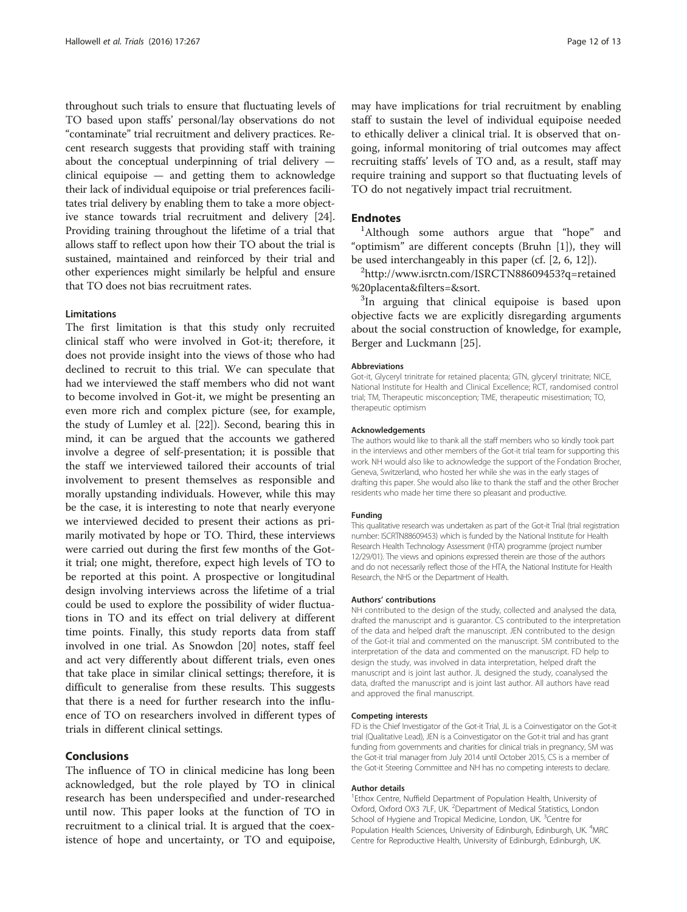throughout such trials to ensure that fluctuating levels of TO based upon staffs' personal/lay observations do not "contaminate" trial recruitment and delivery practices. Recent research suggests that providing staff with training about the conceptual underpinning of trial delivery — clinical equipoise — and getting them to acknowledge their lack of individual equipoise or trial preferences facilitates trial delivery by enabling them to take a more objective stance towards trial recruitment and delivery [24]. Providing training throughout the lifetime of a trial that allows staff to reflect upon how their TO about the trial is sustained, maintained and reinforced by their trial and other experiences might similarly be helpful and ensure that TO does not bias recruitment rates.

#### Limitations

The first limitation is that this study only recruited clinical staff who were involved in Got-it; therefore, it does not provide insight into the views of those who had declined to recruit to this trial. We can speculate that had we interviewed the staff members who did not want to become involved in Got-it, we might be presenting an even more rich and complex picture (see, for example, the study of Lumley et al. [22]). Second, bearing this in mind, it can be argued that the accounts we gathered involve a degree of self-presentation; it is possible that the staff we interviewed tailored their accounts of trial involvement to present themselves as responsible and morally upstanding individuals. However, while this may be the case, it is interesting to note that nearly everyone we interviewed decided to present their actions as primarily motivated by hope or TO. Third, these interviews were carried out during the first few months of the Got-it trial; one might, therefore, expect high levels of TO to be reported at this point. A prospective or longitudinal design involving interviews across the lifetime of a trial could be used to explore the possibility of wider fluctuations in TO and its effect on trial delivery at different time points. Finally, this study reports data from staff involved in one trial. As Snowdon [20] notes, staff feel and act very differently about different trials, even ones that take place in similar clinical settings; therefore, it is difficult to generalise from these results. This suggests that there is a need for further research into the influence of TO on researchers involved in different types of trials in different clinical settings.

## Conclusions

The influence of TO in clinical medicine has long been acknowledged, but the role played by TO in clinical research has been underspecified and under-researched until now. This paper looks at the function of TO in recruitment to a clinical trial. It is argued that the coexistence of hope and uncertainty, or TO and equipoise, may have implications for trial recruitment by enabling staff to sustain the level of individual equipoise needed to ethically deliver a clinical trial. It is observed that ongoing, informal monitoring of trial outcomes may affect recruiting staffs' levels of TO and, as a result, staff may require training and support so that fluctuating levels of TO do not negatively impact trial recruitment.

## Endnotes

[1]Although some authors argue that "hope" and "optimism" are different concepts (Bruhn [1]), they will be used interchangeably in this paper (cf. [2, 6, 12]).

[2]http://www.isrctn.com/ISRCTN88609453?q=retained%20placenta&filters=&sort.

[3]In arguing that clinical equipoise is based upon objective facts we are explicitly disregarding arguments about the social construction of knowledge, for example, Berger and Luckmann [25].

#### Abbreviations

Got-it, Glyceryl trinitrate for retained placenta; GTN, glyceryl trinitrate; NICE, National Institute for Health and Clinical Excellence; RCT, randomised control trial; TM, Therapeutic misconception; TME, therapeutic misestimation; TO, therapeutic optimism

#### Acknowledgements

The authors would like to thank all the staff members who so kindly took part in the interviews and other members of the Got-it trial team for supporting this work. NH would also like to acknowledge the support of the Fondation Brocher, Geneva, Switzerland, who hosted her while she was in the early stages of drafting this paper. She would also like to thank the staff and the other Brocher residents who made her time there so pleasant and productive.

#### Funding

This qualitative research was undertaken as part of the Got-it Trial (trial registration number: ISCRTN88609453) which is funded by the National Institute for Health Research Health Technology Assessment (HTA) programme (project number 12/29/01). The views and opinions expressed therein are those of the authors and do not necessarily reflect those of the HTA, the National Institute for Health Research, the NHS or the Department of Health.

#### Authors' contributions

NH contributed to the design of the study, collected and analysed the data, drafted the manuscript and is guarantor. CS contributed to the interpretation of the data and helped draft the manuscript. JEN contributed to the design of the Got-it trial and commented on the manuscript. SM contributed to the interpretation of the data and commented on the manuscript. FD help to design the study, was involved in data interpretation, helped draft the manuscript and is joint last author. JL designed the study, coanalysed the data, drafted the manuscript and is joint last author. All authors have read and approved the final manuscript.

#### Competing interests

FD is the Chief Investigator of the Got-it Trial, JL is a Coinvestigator on the Got-it trial (Qualitative Lead), JEN is a Coinvestigator on the Got-it trial and has grant funding from governments and charities for clinical trials in pregnancy, SM was the Got-it trial manager from July 2014 until October 2015, CS is a member of the Got-it Steering Committee and NH has no competing interests to declare.

#### Author details

[1]Ethox Centre, Nuffield Department of Population Health, University of Oxford, Oxford OX3 7LF, UK. [2]Department of Medical Statistics, London School of Hygiene and Tropical Medicine, London, UK. [3]Centre for Population Health Sciences, University of Edinburgh, Edinburgh, UK. [4]MRC Centre for Reproductive Health, University of Edinburgh, Edinburgh, UK.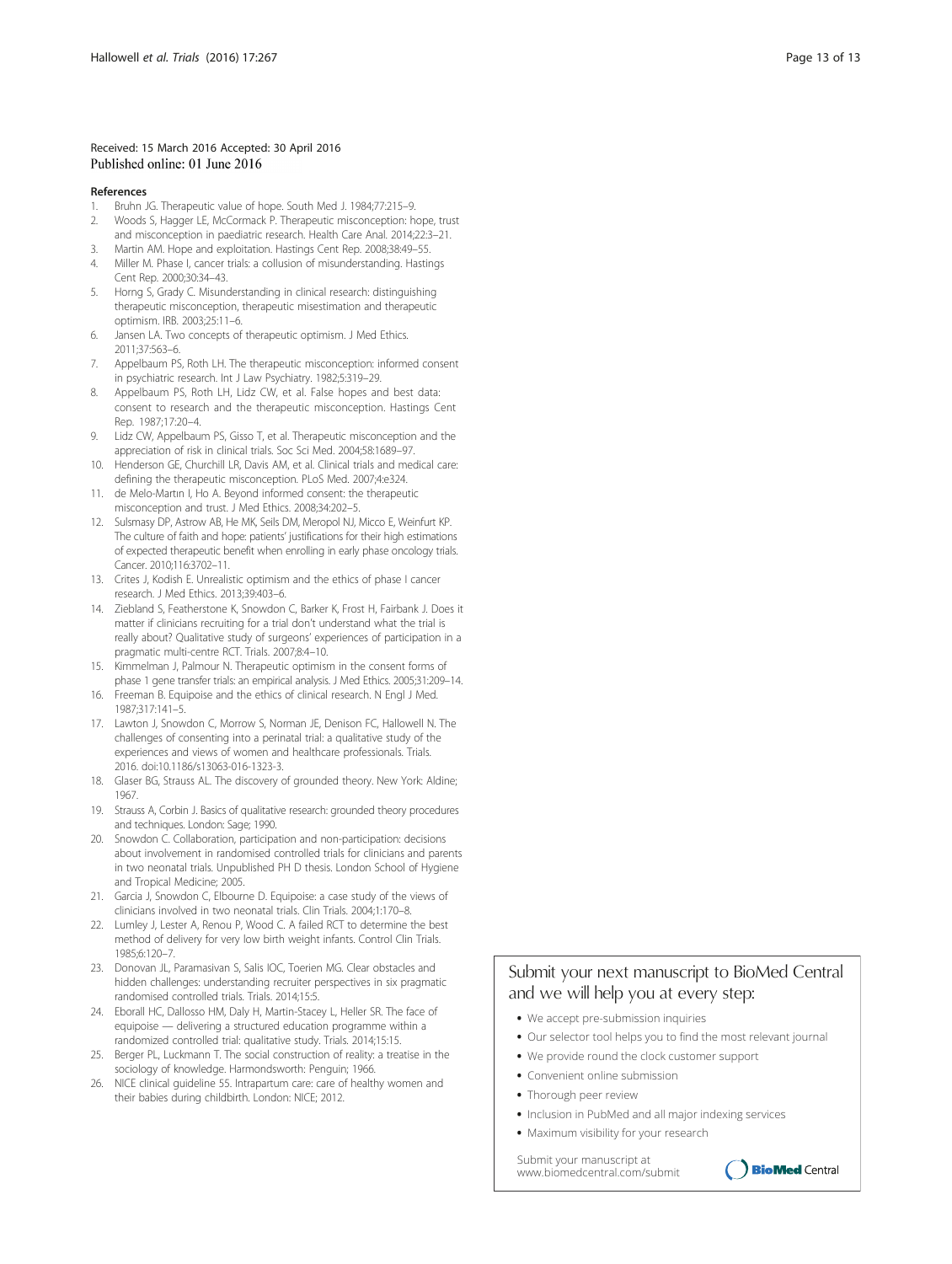Received: 15 March 2016 Accepted: 30 April 2016
Published online: 01 June 2016

## References

1. Bruhn JG. Therapeutic value of hope. South Med J. 1984;77:215–9.
2. Woods S, Hagger LE, McCormack P. Therapeutic misconception: hope, trust and misconception in paediatric research. Health Care Anal. 2014;22:3–21.
3. Martin AM. Hope and exploitation. Hastings Cent Rep. 2008;38:49–55.
4. Miller M. Phase I, cancer trials: a collusion of misunderstanding. Hastings Cent Rep. 2000;30:34–43.
5. Horng S, Grady C. Misunderstanding in clinical research: distinguishing therapeutic misconception, therapeutic misestimation and therapeutic optimism. IRB. 2003;25:11–6.
6. Jansen LA. Two concepts of therapeutic optimism. J Med Ethics. 2011;37:563–6.
7. Appelbaum PS, Roth LH. The therapeutic misconception: informed consent in psychiatric research. Int J Law Psychiatry. 1982;5:319–29.
8. Appelbaum PS, Roth LH, Lidz CW, et al. False hopes and best data: consent to research and the therapeutic misconception. Hastings Cent Rep. 1987;17:20–4.
9. Lidz CW, Appelbaum PS, Gisso T, et al. Therapeutic misconception and the appreciation of risk in clinical trials. Soc Sci Med. 2004;58:1689–97.
10. Henderson GE, Churchill LR, Davis AM, et al. Clinical trials and medical care: defining the therapeutic misconception. PLoS Med. 2007;4:e324.
11. de Melo-Martın I, Ho A. Beyond informed consent: the therapeutic misconception and trust. J Med Ethics. 2008;34:202–5.
12. Sulsmasy DP, Astrow AB, He MK, Seils DM, Meropol NJ, Micco E, Weinfurt KP. The culture of faith and hope: patients' justifications for their high estimations of expected therapeutic benefit when enrolling in early phase oncology trials. Cancer. 2010;116:3702–11.
13. Crites J, Kodish E. Unrealistic optimism and the ethics of phase I cancer research. J Med Ethics. 2013;39:403–6.
14. Ziebland S, Featherstone K, Snowdon C, Barker K, Frost H, Fairbank J. Does it matter if clinicians recruiting for a trial don't understand what the trial is really about? Qualitative study of surgeons' experiences of participation in a pragmatic multi-centre RCT. Trials. 2007;8:4–10.
15. Kimmelman J, Palmour N. Therapeutic optimism in the consent forms of phase 1 gene transfer trials: an empirical analysis. J Med Ethics. 2005;31:209–14.
16. Freeman B. Equipoise and the ethics of clinical research. N Engl J Med. 1987;317:141–5.
17. Lawton J, Snowdon C, Morrow S, Norman JE, Denison FC, Hallowell N. The challenges of consenting into a perinatal trial: a qualitative study of the experiences and views of women and healthcare professionals. Trials. 2016. doi:10.1186/s13063-016-1323-3.
18. Glaser BG, Strauss AL. The discovery of grounded theory. New York: Aldine; 1967.
19. Strauss A, Corbin J. Basics of qualitative research: grounded theory procedures and techniques. London: Sage; 1990.
20. Snowdon C. Collaboration, participation and non-participation: decisions about involvement in randomised controlled trials for clinicians and parents in two neonatal trials. Unpublished PH D thesis. London School of Hygiene and Tropical Medicine; 2005.
21. Garcia J, Snowdon C, Elbourne D. Equipoise: a case study of the views of clinicians involved in two neonatal trials. Clin Trials. 2004;1:170–8.
22. Lumley J, Lester A, Renou P, Wood C. A failed RCT to determine the best method of delivery for very low birth weight infants. Control Clin Trials. 1985;6:120–7.
23. Donovan JL, Paramasivan S, Salis IOC, Toerien MG. Clear obstacles and hidden challenges: understanding recruiter perspectives in six pragmatic randomised controlled trials. Trials. 2014;15:5.
24. Eborall HC, Dallosso HM, Daly H, Martin-Stacey L, Heller SR. The face of equipoise — delivering a structured education programme within a randomized controlled trial: qualitative study. Trials. 2014;15:15.
25. Berger PL, Luckmann T. The social construction of reality: a treatise in the sociology of knowledge. Harmondsworth: Penguin; 1966.
26. NICE clinical guideline 55. Intrapartum care: care of healthy women and their babies during childbirth. London: NICE; 2012.

Submit your next manuscript to BioMed Central and we will help you at every step:

- We accept pre-submission inquiries
- Our selector tool helps you to find the most relevant journal
- We provide round the clock customer support
- Convenient online submission
- Thorough peer review
- Inclusion in PubMed and all major indexing services
- Maximum visibility for your research

Submit your manuscript at
www.biomedcentral.com/submit